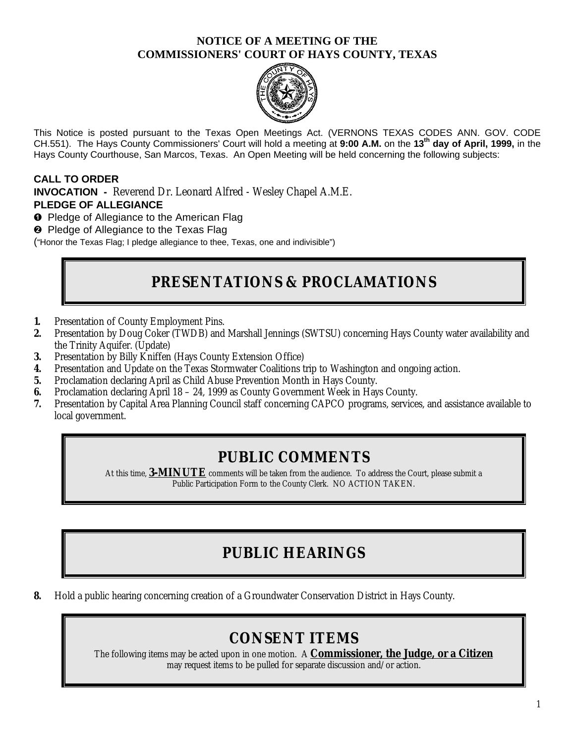**NOTICE OF A MEETING OF THE**
**COMMISSIONERS' COURT OF HAYS COUNTY, TEXAS**

This Notice is posted pursuant to the Texas Open Meetings Act. (VERNONS TEXAS CODES ANN. GOV. CODE CH.551). The Hays County Commissioners' Court will hold a meeting at **9:00 A.M.** on the **13th day of April, 1999,** in the Hays County Courthouse, San Marcos, Texas. An Open Meeting will be held concerning the following subjects:

**CALL TO ORDER**

**INVOCATION -** Reverend Dr. Leonard Alfred - Wesley Chapel A.M.E.

**PLEDGE OF ALLEGIANCE**

❶ Pledge of Allegiance to the American Flag

❷ Pledge of Allegiance to the Texas Flag

("Honor the Texas Flag; I pledge allegiance to thee, Texas, one and indivisible")

## PRESENTATIONS & PROCLAMATIONS

1. Presentation of County Employment Pins.
2. Presentation by Doug Coker (TWDB) and Marshall Jennings (SWTSU) concerning Hays County water availability and the Trinity Aquifer. (Update)
3. Presentation by Billy Kniffen (Hays County Extension Office)
4. Presentation and Update on the Texas Stormwater Coalitions trip to Washington and ongoing action.
5. Proclamation declaring April as Child Abuse Prevention Month in Hays County.
6. Proclamation declaring April 18 – 24, 1999 as County Government Week in Hays County.
7. Presentation by Capital Area Planning Council staff concerning CAPCO programs, services, and assistance available to local government.

## PUBLIC COMMENTS

At this time, **3-MINUTE** comments will be taken from the audience. To address the Court, please submit a Public Participation Form to the County Clerk. NO ACTION TAKEN.

## PUBLIC HEARINGS

8. Hold a public hearing concerning creation of a Groundwater Conservation District in Hays County.

## CONSENT ITEMS

The following items may be acted upon in one motion. A **Commissioner, the Judge, or a Citizen** may request items to be pulled for separate discussion and/or action.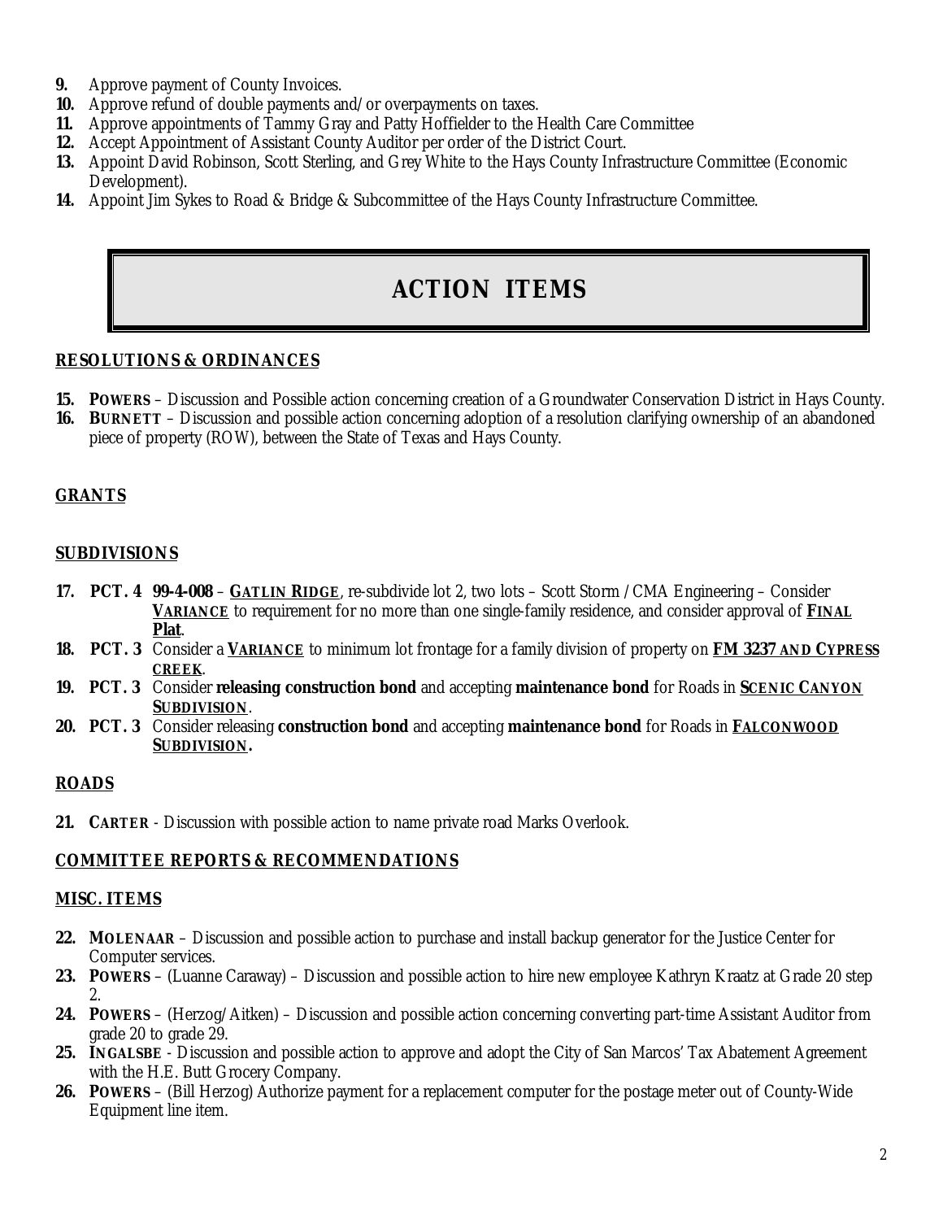9. Approve payment of County Invoices.
10. Approve refund of double payments and/or overpayments on taxes.
11. Approve appointments of Tammy Gray and Patty Hoffielder to the Health Care Committee
12. Accept Appointment of Assistant County Auditor per order of the District Court.
13. Appoint David Robinson, Scott Sterling, and Grey White to the Hays County Infrastructure Committee (Economic Development).
14. Appoint Jim Sykes to Road & Bridge & Subcommittee of the Hays County Infrastructure Committee.

# ACTION ITEMS

## RESOLUTIONS & ORDINANCES

15. **POWERS** – Discussion and Possible action concerning creation of a Groundwater Conservation District in Hays County.
16. **BURNETT** – Discussion and possible action concerning adoption of a resolution clarifying ownership of an abandoned piece of property (ROW), between the State of Texas and Hays County.

## GRANTS

## SUBDIVISIONS

17. **PCT. 4** **99-4-008** – **GATLIN RIDGE**, re-subdivide lot 2, two lots – Scott Storm /CMA Engineering – Consider **VARIANCE** to requirement for no more than one single-family residence, and consider approval of **FINAL Plat**.
18. **PCT. 3** Consider a **VARIANCE** to minimum lot frontage for a family division of property on **FM 3237 AND CYPRESS CREEK**.
19. **PCT. 3** Consider **releasing construction bond** and accepting **maintenance bond** for Roads in **SCENIC CANYON SUBDIVISION**.
20. **PCT. 3** Consider releasing **construction bond** and accepting **maintenance bond** for Roads in **FALCONWOOD SUBDIVISION.**

## ROADS

21. **CARTER** - Discussion with possible action to name private road Marks Overlook.

## COMMITTEE REPORTS & RECOMMENDATIONS

## MISC. ITEMS

22. **MOLENAAR** – Discussion and possible action to purchase and install backup generator for the Justice Center for Computer services.
23. **POWERS** – (Luanne Caraway) – Discussion and possible action to hire new employee Kathryn Kraatz at Grade 20 step 2.
24. **POWERS** – (Herzog/Aitken) – Discussion and possible action concerning converting part-time Assistant Auditor from grade 20 to grade 29.
25. **INGALSBE** - Discussion and possible action to approve and adopt the City of San Marcos' Tax Abatement Agreement with the H.E. Butt Grocery Company.
26. **POWERS** – (Bill Herzog) Authorize payment for a replacement computer for the postage meter out of County-Wide Equipment line item.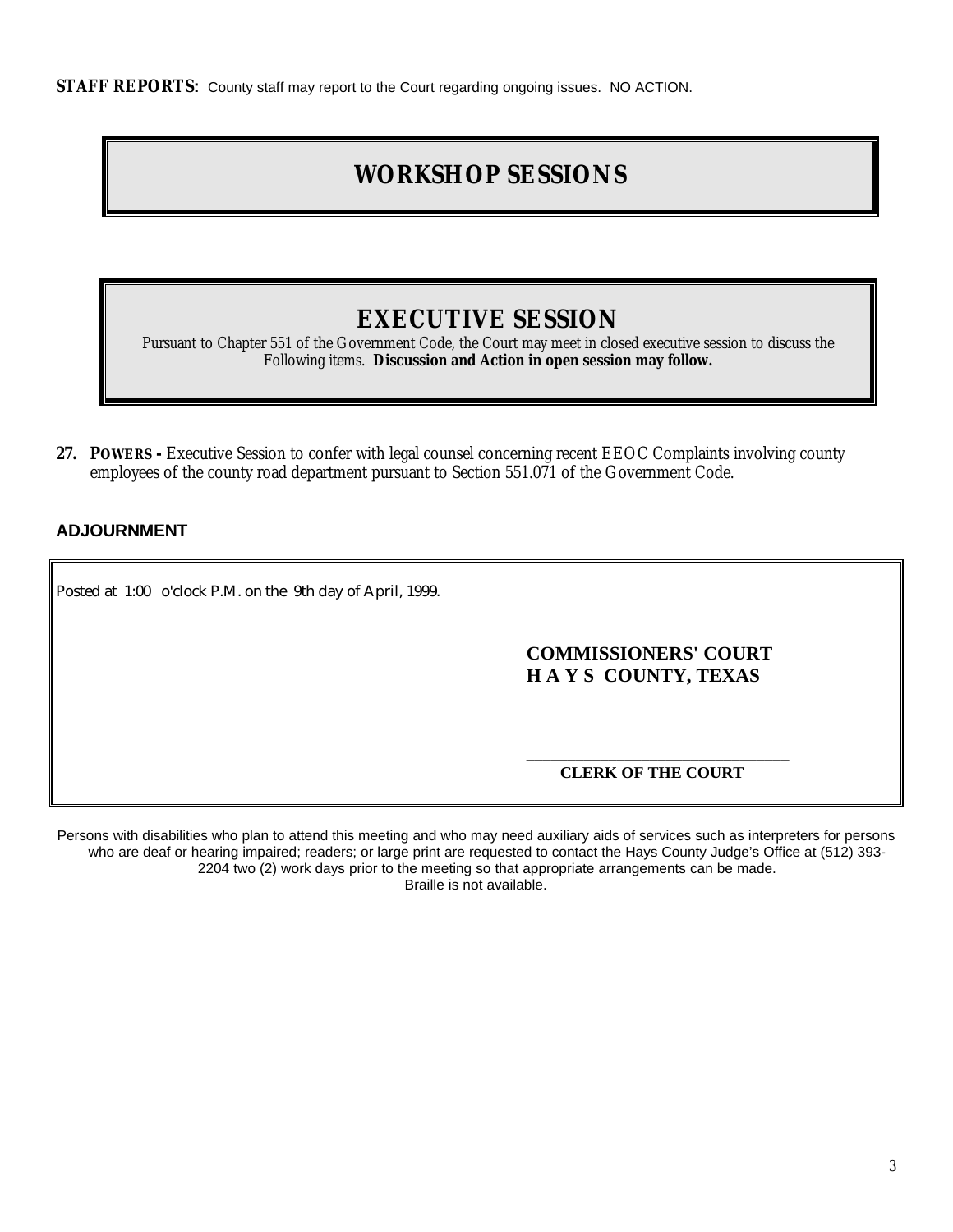**STAFF REPORTS:** County staff may report to the Court regarding ongoing issues. NO ACTION.

## WORKSHOP SESSIONS

## EXECUTIVE SESSION

Pursuant to Chapter 551 of the Government Code, the Court may meet in closed executive session to discuss the Following items. **Discussion and Action in open session may follow.**

**27. POWERS -** Executive Session to confer with legal counsel concerning recent EEOC Complaints involving county employees of the county road department pursuant to Section 551.071 of the Government Code.

**ADJOURNMENT**

Posted at 1:00 o'clock P.M. on the 9th day of April, 1999.

**COMMISSIONERS' COURT**
**H A Y S COUNTY, TEXAS**

\_\_\_\_\_\_\_\_\_\_\_\_\_\_\_\_\_\_\_\_\_\_\_\_\_\_\_\_\_\_\_\_
**CLERK OF THE COURT**

Persons with disabilities who plan to attend this meeting and who may need auxiliary aids of services such as interpreters for persons who are deaf or hearing impaired; readers; or large print are requested to contact the Hays County Judge's Office at (512) 393-2204 two (2) work days prior to the meeting so that appropriate arrangements can be made. Braille is not available.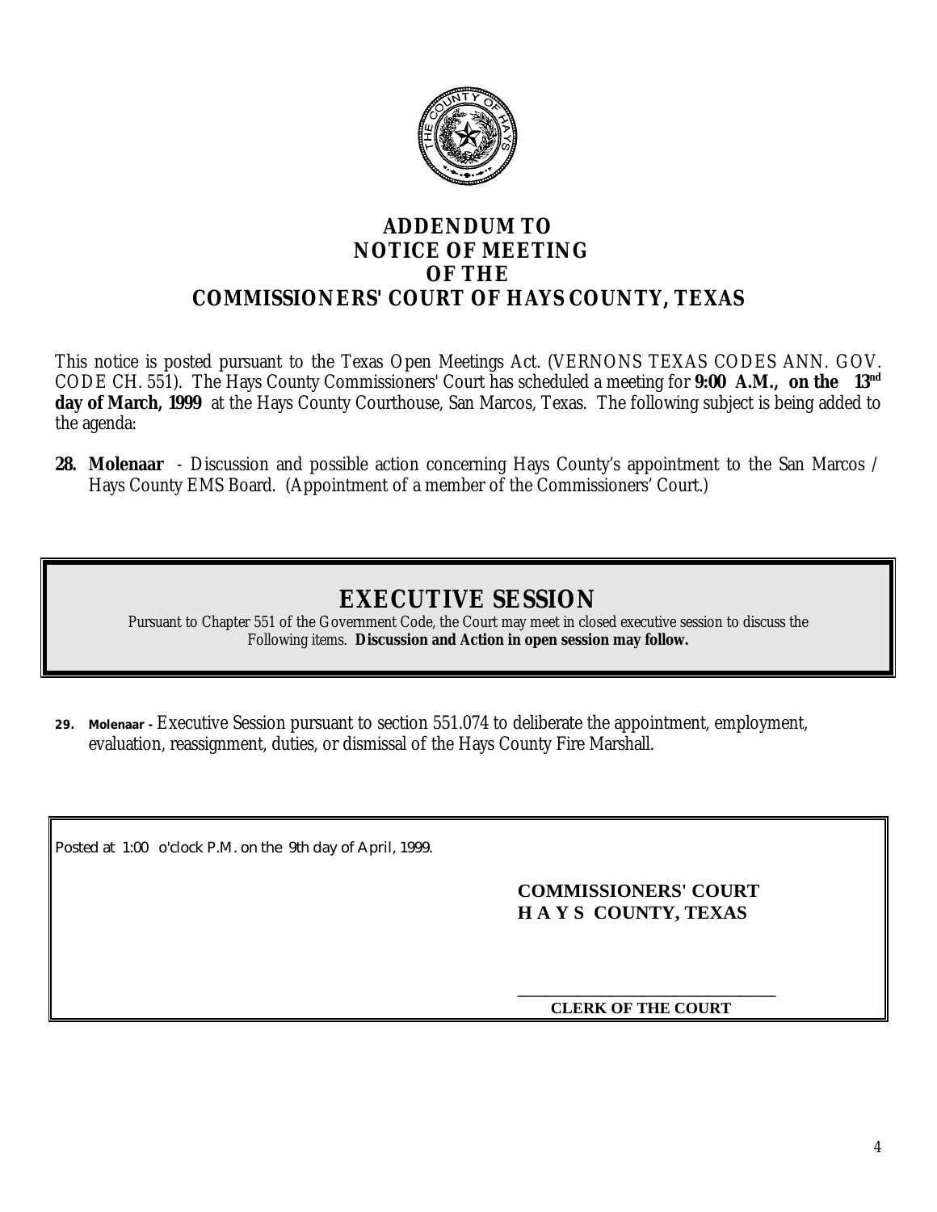# ADDENDUM TO NOTICE OF MEETING OF THE COMMISSIONERS' COURT OF HAYS COUNTY, TEXAS

This notice is posted pursuant to the Texas Open Meetings Act. (VERNONS TEXAS CODES ANN. GOV. CODE CH. 551). The Hays County Commissioners' Court has scheduled a meeting for **9:00 A.M., on the 13nd day of March, 1999** at the Hays County Courthouse, San Marcos, Texas. The following subject is being added to the agenda:

**28. Molenaar** - Discussion and possible action concerning Hays County's appointment to the San Marcos / Hays County EMS Board. (Appointment of a member of the Commissioners' Court.)

## EXECUTIVE SESSION

Pursuant to Chapter 551 of the Government Code, the Court may meet in closed executive session to discuss the Following items. **Discussion and Action in open session may follow.**

**29. Molenaar -** Executive Session pursuant to section 551.074 to deliberate the appointment, employment, evaluation, reassignment, duties, or dismissal of the Hays County Fire Marshall.

Posted at 1:00 o'clock P.M. on the 9th day of April, 1999.

**COMMISSIONERS' COURT**
**H A Y S COUNTY, TEXAS**

\_\_\_\_\_\_\_\_\_\_\_\_\_\_\_\_\_\_\_\_\_\_\_\_\_\_\_\_\_\_

**CLERK OF THE COURT**